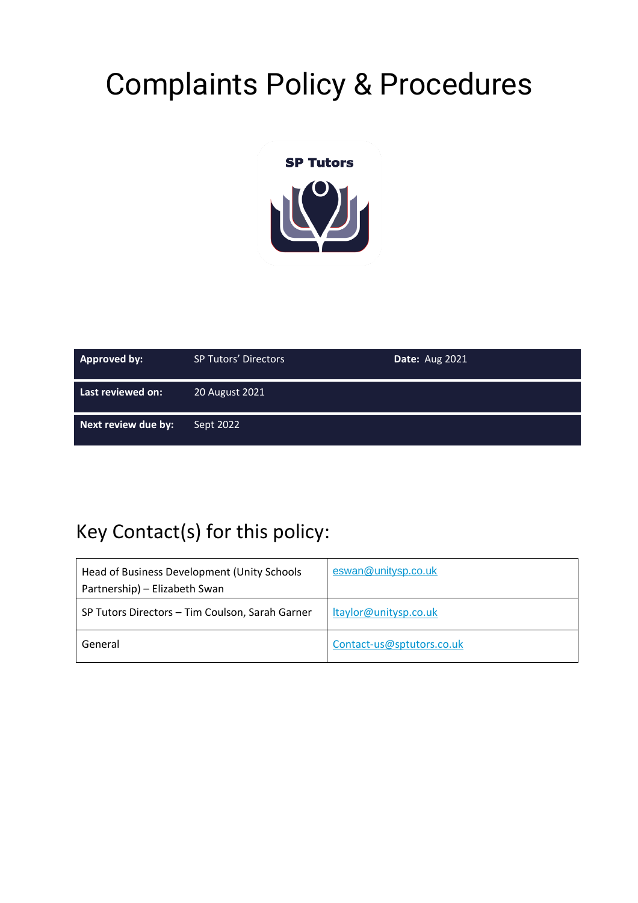# Complaints Policy & Procedures

SP Tutors

| **Approved by:** | SP Tutors' Directors | **Date:** Aug 2021 |
|---|---|---|
| **Last reviewed on:** | 20 August 2021 | |
| **Next review due by:** | Sept 2022 | |

## Key Contact(s) for this policy:

| | |
|---|---|
| Head of Business Development (Unity Schools Partnership) – Elizabeth Swan | eswan@unitysp.co.uk |
| SP Tutors Directors – Tim Coulson, Sarah Garner | ltaylor@unitysp.co.uk |
| General | Contact-us@sptutors.co.uk |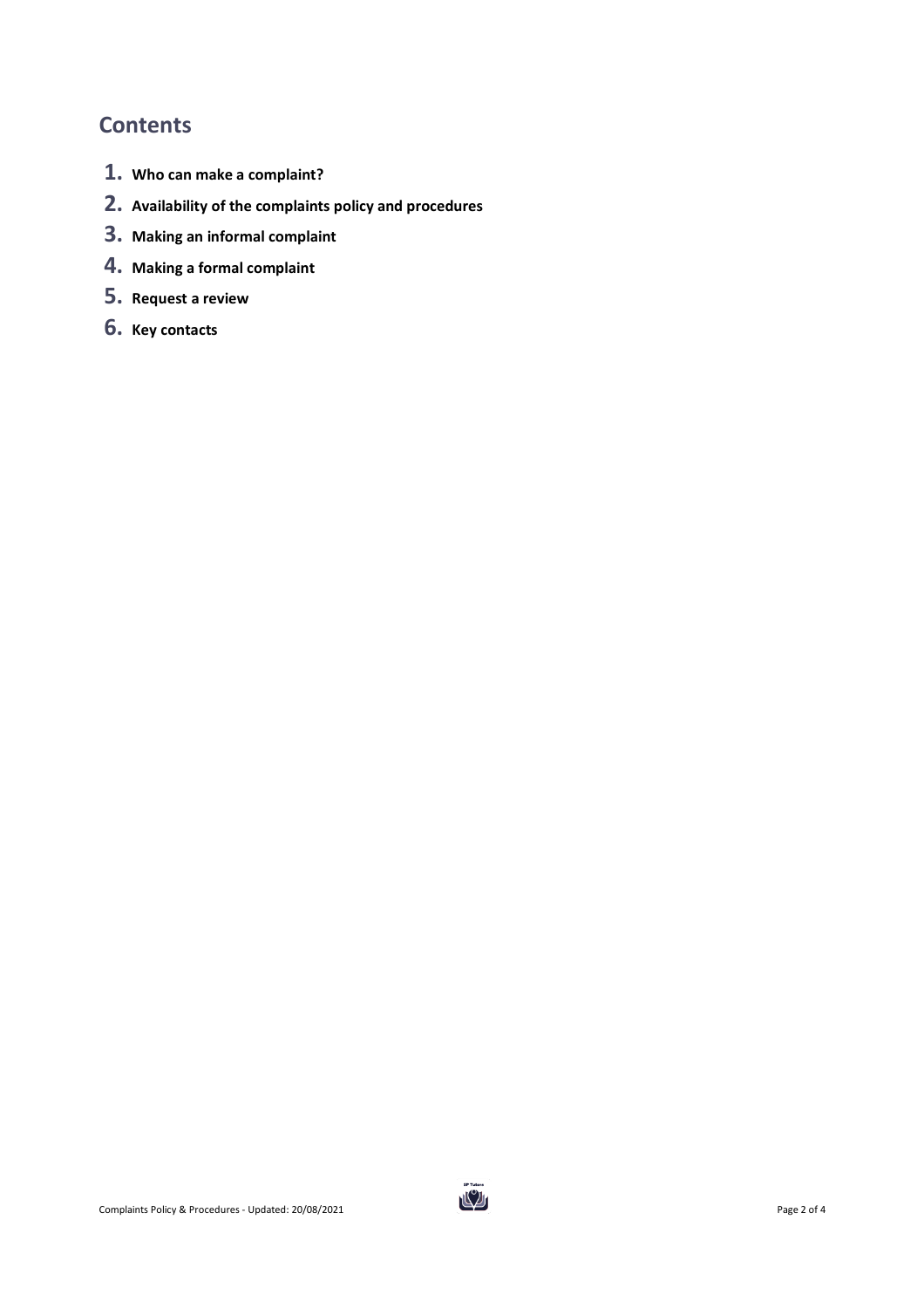## Contents

1. **Who can make a complaint?**
2. **Availability of the complaints policy and procedures**
3. **Making an informal complaint**
4. **Making a formal complaint**
5. **Request a review**
6. **Key contacts**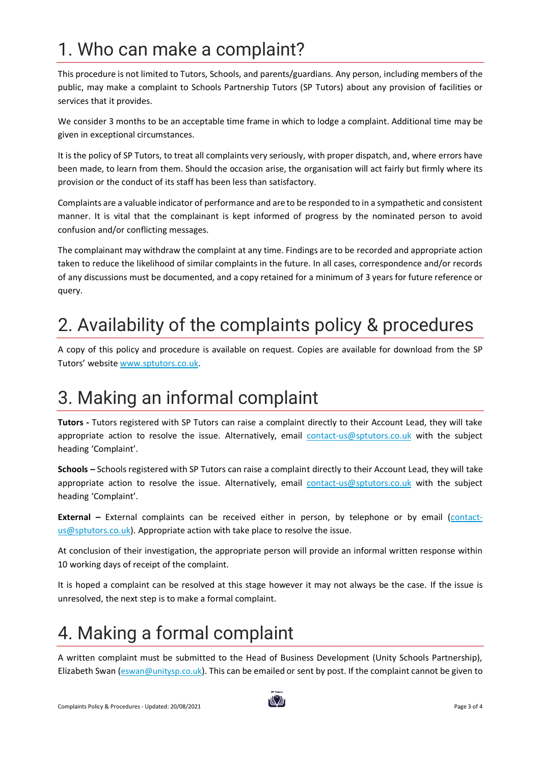# 1. Who can make a complaint?

This procedure is not limited to Tutors, Schools, and parents/guardians. Any person, including members of the public, may make a complaint to Schools Partnership Tutors (SP Tutors) about any provision of facilities or services that it provides.

We consider 3 months to be an acceptable time frame in which to lodge a complaint. Additional time may be given in exceptional circumstances.

It is the policy of SP Tutors, to treat all complaints very seriously, with proper dispatch, and, where errors have been made, to learn from them. Should the occasion arise, the organisation will act fairly but firmly where its provision or the conduct of its staff has been less than satisfactory.

Complaints are a valuable indicator of performance and are to be responded to in a sympathetic and consistent manner. It is vital that the complainant is kept informed of progress by the nominated person to avoid confusion and/or conflicting messages.

The complainant may withdraw the complaint at any time. Findings are to be recorded and appropriate action taken to reduce the likelihood of similar complaints in the future. In all cases, correspondence and/or records of any discussions must be documented, and a copy retained for a minimum of 3 years for future reference or query.

# 2. Availability of the complaints policy & procedures

A copy of this policy and procedure is available on request. Copies are available for download from the SP Tutors' website www.sptutors.co.uk.

# 3. Making an informal complaint

**Tutors -** Tutors registered with SP Tutors can raise a complaint directly to their Account Lead, they will take appropriate action to resolve the issue. Alternatively, email contact-us@sptutors.co.uk with the subject heading 'Complaint'.

**Schools –** Schools registered with SP Tutors can raise a complaint directly to their Account Lead, they will take appropriate action to resolve the issue. Alternatively, email contact-us@sptutors.co.uk with the subject heading 'Complaint'.

**External –** External complaints can be received either in person, by telephone or by email (contact-us@sptutors.co.uk). Appropriate action with take place to resolve the issue.

At conclusion of their investigation, the appropriate person will provide an informal written response within 10 working days of receipt of the complaint.

It is hoped a complaint can be resolved at this stage however it may not always be the case. If the issue is unresolved, the next step is to make a formal complaint.

# 4. Making a formal complaint

A written complaint must be submitted to the Head of Business Development (Unity Schools Partnership), Elizabeth Swan (eswan@unitysp.co.uk). This can be emailed or sent by post. If the complaint cannot be given to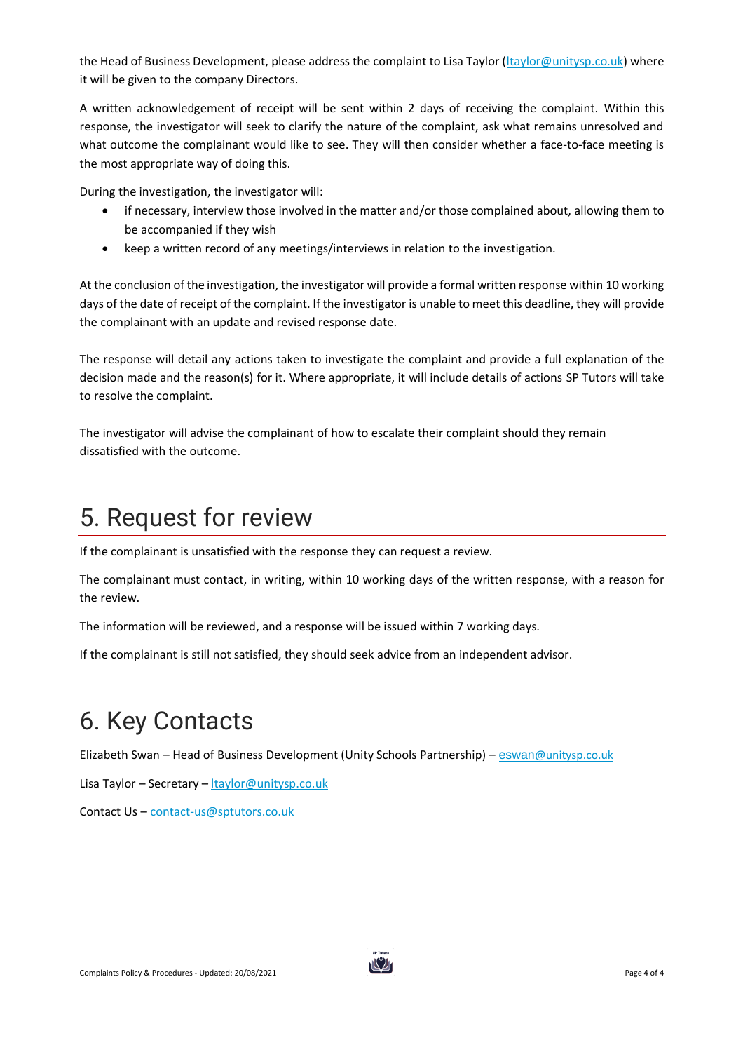the Head of Business Development, please address the complaint to Lisa Taylor (ltaylor@unitysp.co.uk) where it will be given to the company Directors.

A written acknowledgement of receipt will be sent within 2 days of receiving the complaint. Within this response, the investigator will seek to clarify the nature of the complaint, ask what remains unresolved and what outcome the complainant would like to see. They will then consider whether a face-to-face meeting is the most appropriate way of doing this.

During the investigation, the investigator will:

- if necessary, interview those involved in the matter and/or those complained about, allowing them to be accompanied if they wish
- keep a written record of any meetings/interviews in relation to the investigation.

At the conclusion of the investigation, the investigator will provide a formal written response within 10 working days of the date of receipt of the complaint. If the investigator is unable to meet this deadline, they will provide the complainant with an update and revised response date.

The response will detail any actions taken to investigate the complaint and provide a full explanation of the decision made and the reason(s) for it. Where appropriate, it will include details of actions SP Tutors will take to resolve the complaint.

The investigator will advise the complainant of how to escalate their complaint should they remain dissatisfied with the outcome.

# 5. Request for review

If the complainant is unsatisfied with the response they can request a review.

The complainant must contact, in writing, within 10 working days of the written response, with a reason for the review.

The information will be reviewed, and a response will be issued within 7 working days.

If the complainant is still not satisfied, they should seek advice from an independent advisor.

# 6. Key Contacts

Elizabeth Swan – Head of Business Development (Unity Schools Partnership) – eswan@unitysp.co.uk

Lisa Taylor – Secretary – ltaylor@unitysp.co.uk

Contact Us – contact-us@sptutors.co.uk